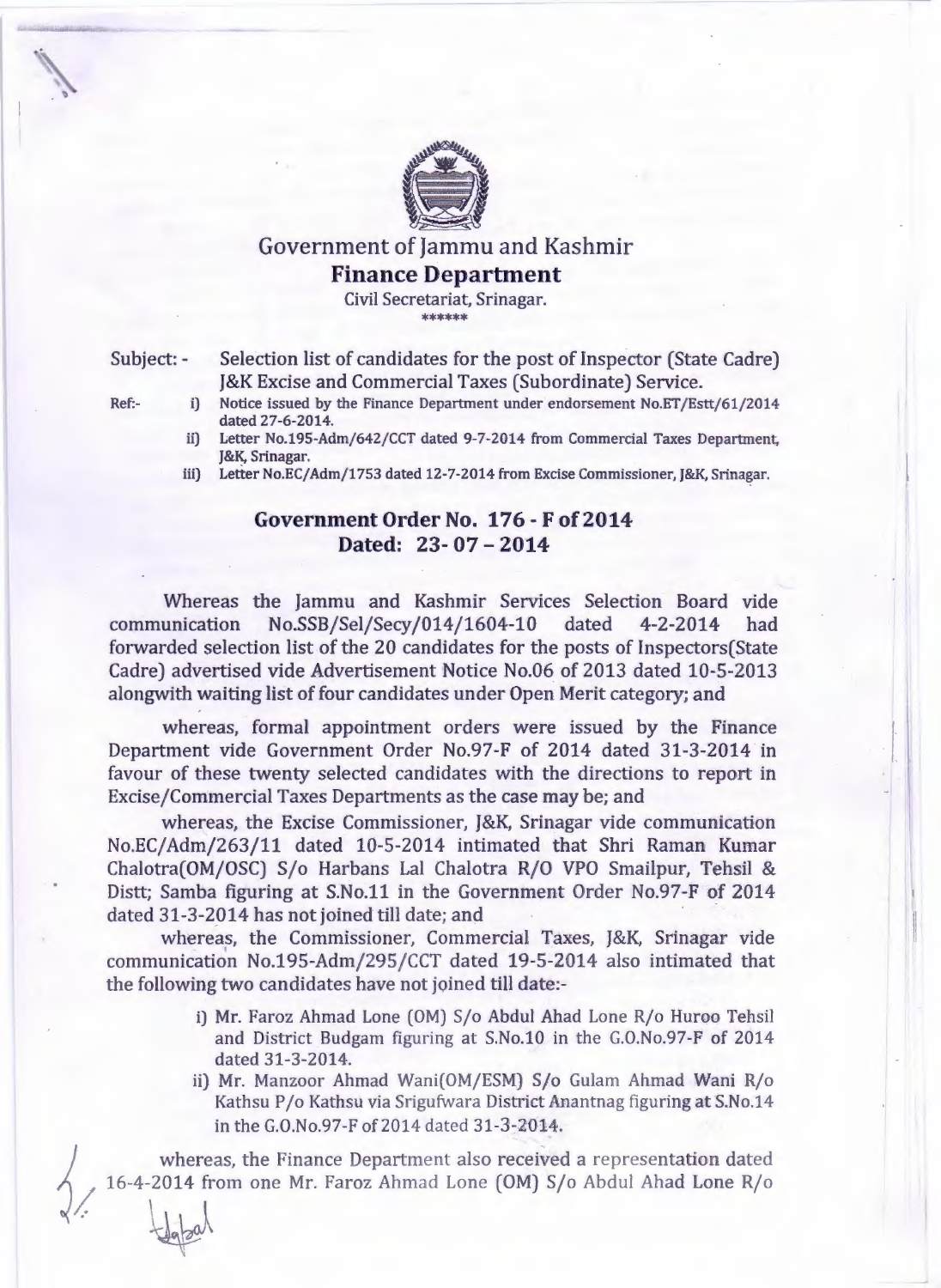# Government of Jammu and Kashmir

## Finance Department

Civil Secretariat, Srinagar.

\*\*\*\*\*\*

Subject: - Selection list of candidates for the post of Inspector (State Cadre) J&K Excise and Commercial Taxes (Subordinate) Service.

Ref:-
- i) Notice issued by the Finance Department under endorsement No.ET/Estt/61/2014 dated 27-6-2014.
- ii) Letter No.195-Adm/642/CCT dated 9-7-2014 from Commercial Taxes Department, J&K, Srinagar.
- iii) Letter No.EC/Adm/1753 dated 12-7-2014 from Excise Commissioner, J&K, Srinagar.

### Government Order No. 176 - F of 2014
### Dated: 23- 07 – 2014

Whereas the Jammu and Kashmir Services Selection Board vide communication No.SSB/Sel/Secy/014/1604-10 dated 4-2-2014 had forwarded selection list of the 20 candidates for the posts of Inspectors(State Cadre) advertised vide Advertisement Notice No.06 of 2013 dated 10-5-2013 alongwith waiting list of four candidates under Open Merit category; and

whereas, formal appointment orders were issued by the Finance Department vide Government Order No.97-F of 2014 dated 31-3-2014 in favour of these twenty selected candidates with the directions to report in Excise/Commercial Taxes Departments as the case may be; and

whereas, the Excise Commissioner, J&K, Srinagar vide communication No.EC/Adm/263/11 dated 10-5-2014 intimated that Shri Raman Kumar Chalotra(OM/OSC) S/o Harbans Lal Chalotra R/O VPO Smailpur, Tehsil & Distt; Samba figuring at S.No.11 in the Government Order No.97-F of 2014 dated 31-3-2014 has not joined till date; and

whereas, the Commissioner, Commercial Taxes, J&K, Srinagar vide communication No.195-Adm/295/CCT dated 19-5-2014 also intimated that the following two candidates have not joined till date:-

- i) Mr. Faroz Ahmad Lone (OM) S/o Abdul Ahad Lone R/o Huroo Tehsil and District Budgam figuring at S.No.10 in the G.O.No.97-F of 2014 dated 31-3-2014.
- ii) Mr. Manzoor Ahmad Wani(OM/ESM) S/o Gulam Ahmad Wani R/o Kathsu P/o Kathsu via Srigufwara District Anantnag figuring at S.No.14 in the G.O.No.97-F of 2014 dated 31-3-2014.

whereas, the Finance Department also received a representation dated 16-4-2014 from one Mr. Faroz Ahmad Lone (OM) S/o Abdul Ahad Lone R/o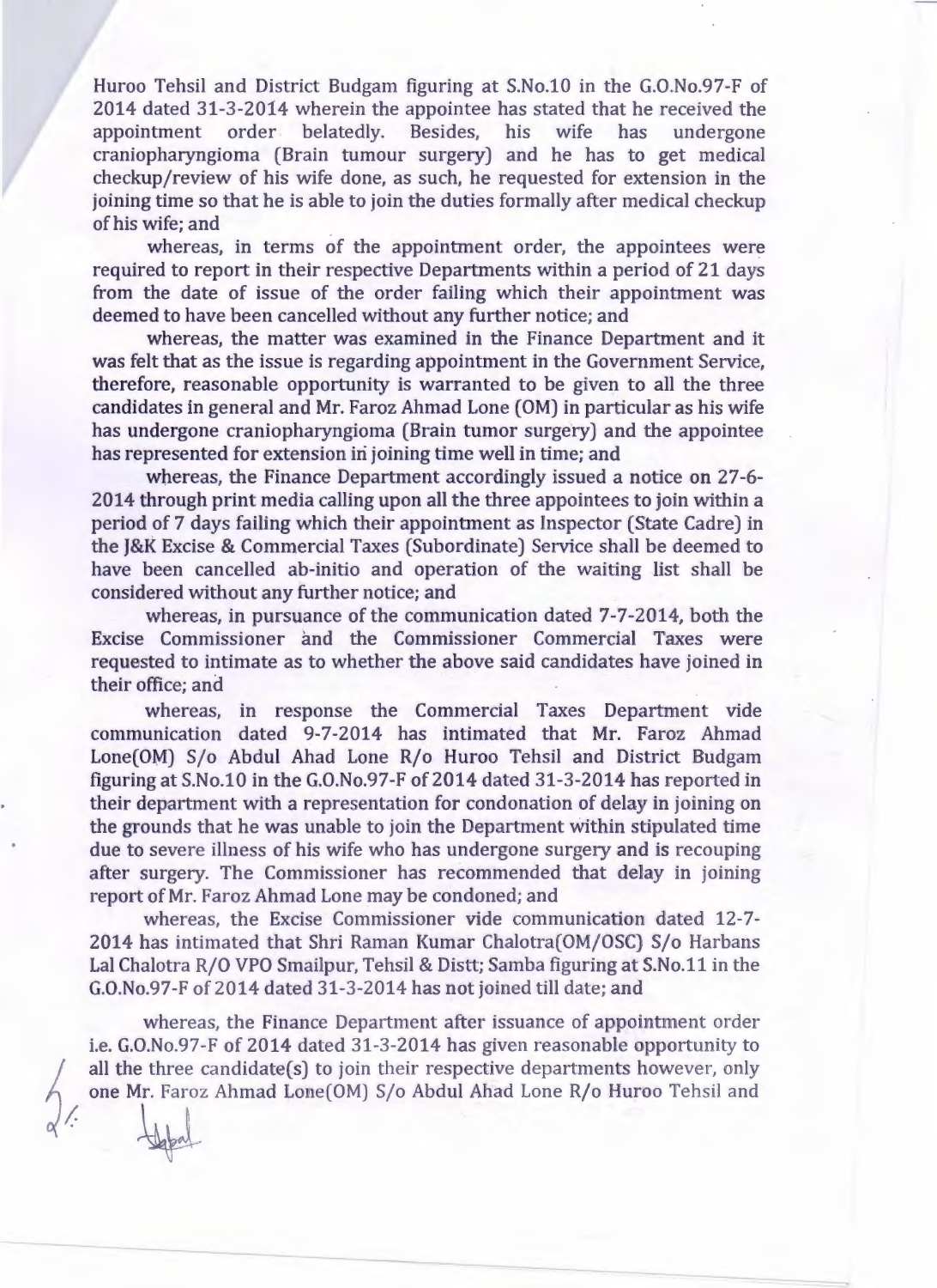Huroo Tehsil and District Budgam figuring at S.No.10 in the G.O.No.97-F of 2014 dated 31-3-2014 wherein the appointee has stated that he received the appointment order belatedly. Besides, his wife has undergone craniopharyngioma (Brain tumour surgery) and he has to get medical checkup/review of his wife done, as such, he requested for extension in the joining time so that he is able to join the duties formally after medical checkup of his wife; and

whereas, in terms of the appointment order, the appointees were required to report in their respective Departments within a period of 21 days from the date of issue of the order failing which their appointment was deemed to have been cancelled without any further notice; and

whereas, the matter was examined in the Finance Department and it was felt that as the issue is regarding appointment in the Government Service, therefore, reasonable opportunity is warranted to be given to all the three candidates in general and Mr. Faroz Ahmad Lone (OM) in particular as his wife has undergone craniopharyngioma (Brain tumor surgery) and the appointee has represented for extension in joining time well in time; and

whereas, the Finance Department accordingly issued a notice on 27-6-2014 through print media calling upon all the three appointees to join within a period of 7 days failing which their appointment as Inspector (State Cadre) in the J&K Excise & Commercial Taxes (Subordinate) Service shall be deemed to have been cancelled ab-initio and operation of the waiting list shall be considered without any further notice; and

whereas, in pursuance of the communication dated 7-7-2014, both the Excise Commissioner and the Commissioner Commercial Taxes were requested to intimate as to whether the above said candidates have joined in their office; and

whereas, in response the Commercial Taxes Department vide communication dated 9-7-2014 has intimated that Mr. Faroz Ahmad Lone(OM) S/o Abdul Ahad Lone R/o Huroo Tehsil and District Budgam figuring at S.No.10 in the G.O.No.97-F of 2014 dated 31-3-2014 has reported in their department with a representation for condonation of delay in joining on the grounds that he was unable to join the Department within stipulated time due to severe illness of his wife who has undergone surgery and is recouping after surgery. The Commissioner has recommended that delay in joining report of Mr. Faroz Ahmad Lone may be condoned; and

whereas, the Excise Commissioner vide communication dated 12-7-2014 has intimated that Shri Raman Kumar Chalotra(OM/OSC) S/o Harbans Lal Chalotra R/O VPO Smailpur, Tehsil & Distt; Samba figuring at S.No.11 in the G.O.No.97-F of 2014 dated 31-3-2014 has not joined till date; and

whereas, the Finance Department after issuance of appointment order i.e. G.O.No.97-F of 2014 dated 31-3-2014 has given reasonable opportunity to all the three candidate(s) to join their respective departments however, only one Mr. Faroz Ahmad Lone(OM) S/o Abdul Ahad Lone R/o Huroo Tehsil and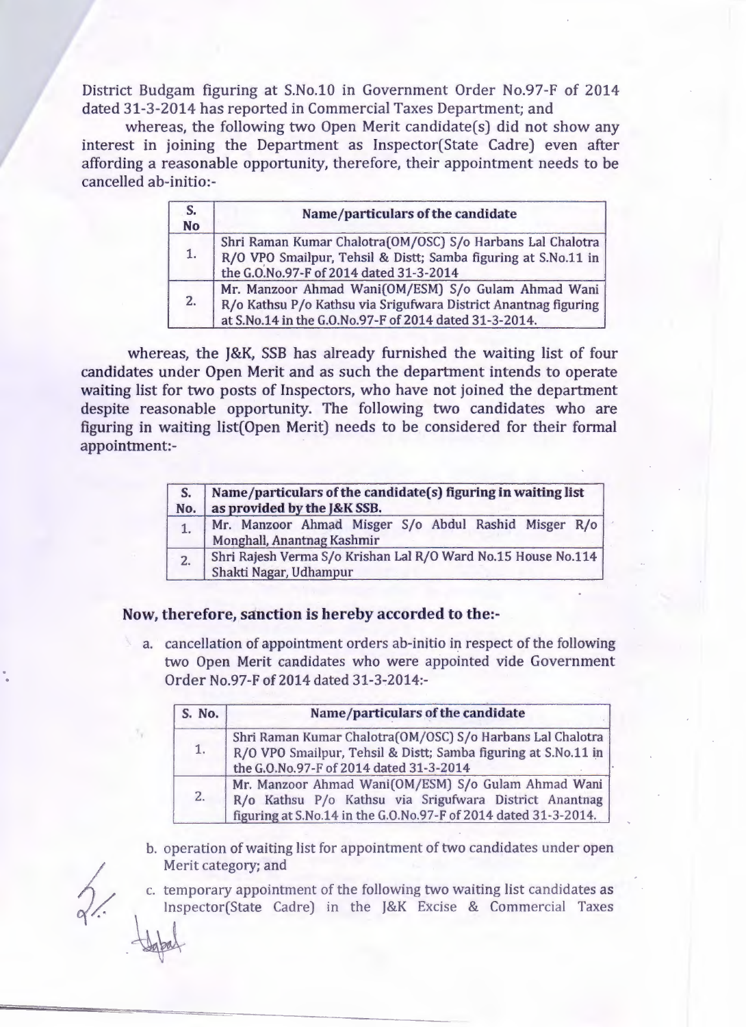District Budgam figuring at S.No.10 in Government Order No.97-F of 2014 dated 31-3-2014 has reported in Commercial Taxes Department; and

whereas, the following two Open Merit candidate(s) did not show any interest in joining the Department as Inspector(State Cadre) even after affording a reasonable opportunity, therefore, their appointment needs to be cancelled ab-initio:-

| S. No | Name/particulars of the candidate |
|---|---|
| 1. | Shri Raman Kumar Chalotra(OM/OSC) S/o Harbans Lal Chalotra R/O VPO Smailpur, Tehsil & Distt; Samba figuring at S.No.11 in the G.O.No.97-F of 2014 dated 31-3-2014 |
| 2. | Mr. Manzoor Ahmad Wani(OM/ESM) S/o Gulam Ahmad Wani R/o Kathsu P/o Kathsu via Srigufwara District Anantnag figuring at S.No.14 in the G.O.No.97-F of 2014 dated 31-3-2014. |

whereas, the J&K, SSB has already furnished the waiting list of four candidates under Open Merit and as such the department intends to operate waiting list for two posts of Inspectors, who have not joined the department despite reasonable opportunity. The following two candidates who are figuring in waiting list(Open Merit) needs to be considered for their formal appointment:-

| S. No. | Name/particulars of the candidate(s) figuring in waiting list as provided by the J&K SSB. |
|---|---|
| 1. | Mr. Manzoor Ahmad Misger S/o Abdul Rashid Misger R/o Monghall, Anantnag Kashmir |
| 2. | Shri Rajesh Verma S/o Krishan Lal R/O Ward No.15 House No.114 Shakti Nagar, Udhampur |

**Now, therefore, sanction is hereby accorded to the:-**

a. cancellation of appointment orders ab-initio in respect of the following two Open Merit candidates who were appointed vide Government Order No.97-F of 2014 dated 31-3-2014:-

| S. No. | Name/particulars of the candidate |
|---|---|
| 1. | Shri Raman Kumar Chalotra(OM/OSC) S/o Harbans Lal Chalotra R/O VPO Smailpur, Tehsil & Distt; Samba figuring at S.No.11 in the G.O.No.97-F of 2014 dated 31-3-2014 |
| 2. | Mr. Manzoor Ahmad Wani(OM/ESM) S/o Gulam Ahmad Wani R/o Kathsu P/o Kathsu via Srigufwara District Anantnag figuring at S.No.14 in the G.O.No.97-F of 2014 dated 31-3-2014. |

b. operation of waiting list for appointment of two candidates under open Merit category; and

c. temporary appointment of the following two waiting list candidates as Inspector(State Cadre) in the J&K Excise & Commercial Taxes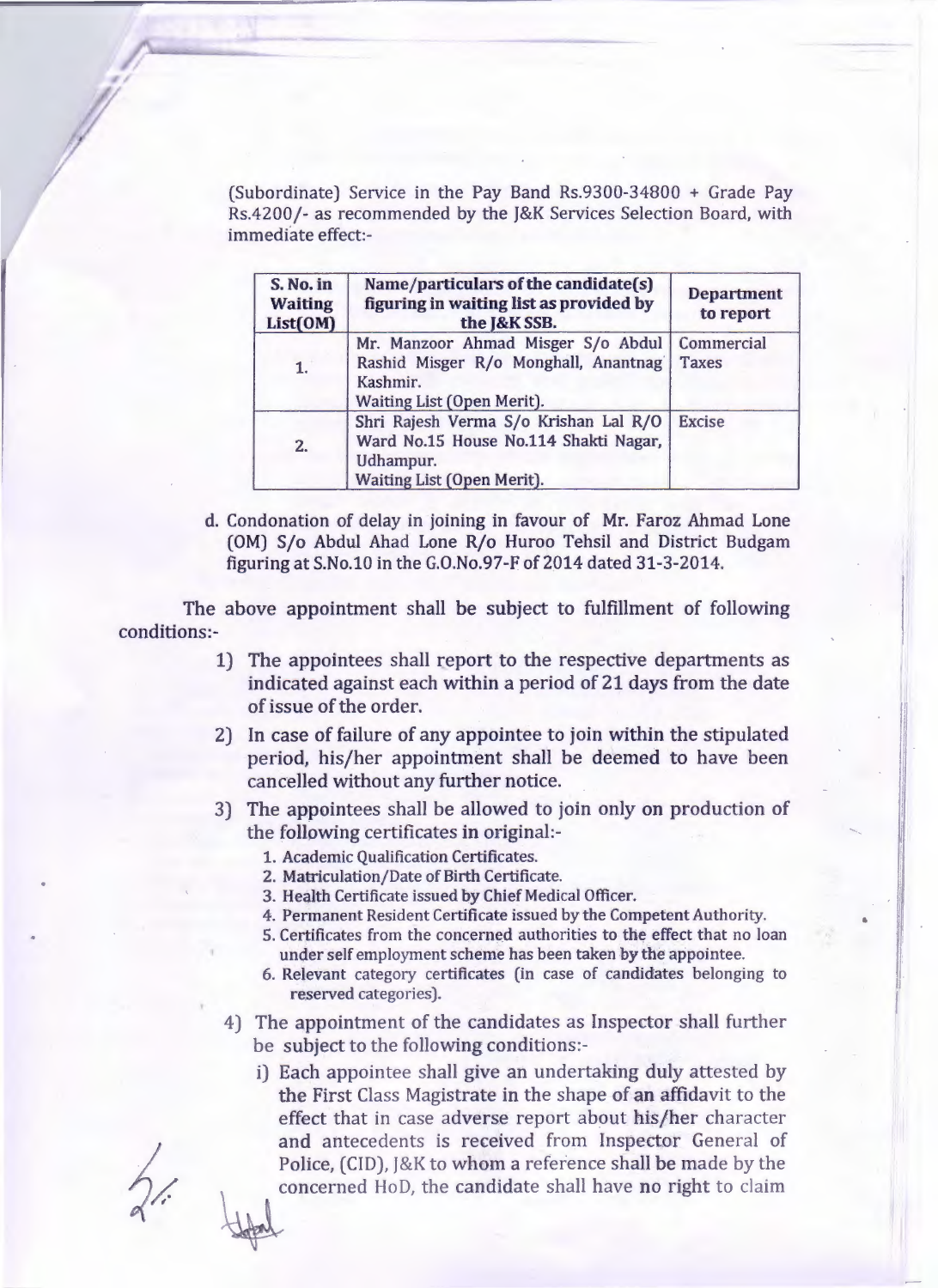(Subordinate) Service in the Pay Band Rs.9300-34800 + Grade Pay Rs.4200/- as recommended by the J&K Services Selection Board, with immediate effect:-

| S. No. in Waiting List(OM) | Name/particulars of the candidate(s) figuring in waiting list as provided by the J&K SSB. | Department to report |
|---|---|---|
| 1. | Mr. Manzoor Ahmad Misger S/o Abdul Rashid Misger R/o Monghall, Anantnag Kashmir. Waiting List (Open Merit). | Commercial Taxes |
| 2. | Shri Rajesh Verma S/o Krishan Lal R/O Ward No.15 House No.114 Shakti Nagar, Udhampur. Waiting List (Open Merit). | Excise |

d. Condonation of delay in joining in favour of Mr. Faroz Ahmad Lone (OM) S/o Abdul Ahad Lone R/o Huroo Tehsil and District Budgam figuring at S.No.10 in the G.O.No.97-F of 2014 dated 31-3-2014.

The above appointment shall be subject to fulfillment of following conditions:-

1) The appointees shall report to the respective departments as indicated against each within a period of 21 days from the date of issue of the order.
2) In case of failure of any appointee to join within the stipulated period, his/her appointment shall be deemed to have been cancelled without any further notice.
3) The appointees shall be allowed to join only on production of the following certificates in original:-
   1. Academic Qualification Certificates.
   2. Matriculation/Date of Birth Certificate.
   3. Health Certificate issued by Chief Medical Officer.
   4. Permanent Resident Certificate issued by the Competent Authority.
   5. Certificates from the concerned authorities to the effect that no loan under self employment scheme has been taken by the appointee.
   6. Relevant category certificates (in case of candidates belonging to reserved categories).
4) The appointment of the candidates as Inspector shall further be subject to the following conditions:-
   i) Each appointee shall give an undertaking duly attested by the First Class Magistrate in the shape of an affidavit to the effect that in case adverse report about his/her character and antecedents is received from Inspector General of Police, (CID), J&K to whom a reference shall be made by the concerned HoD, the candidate shall have no right to claim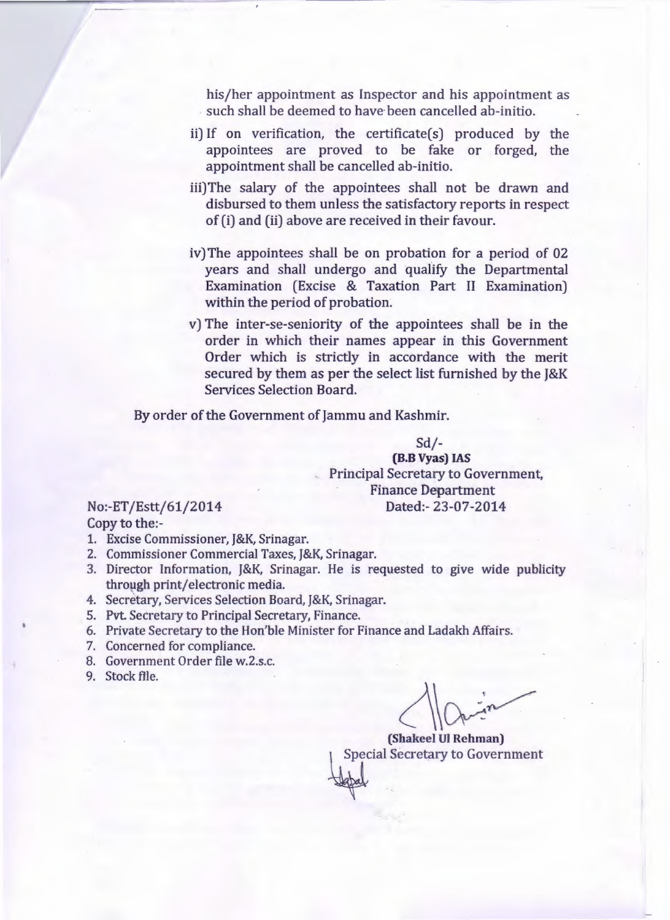his/her appointment as Inspector and his appointment as such shall be deemed to have been cancelled ab-initio.

ii) If on verification, the certificate(s) produced by the appointees are proved to be fake or forged, the appointment shall be cancelled ab-initio.

iii) The salary of the appointees shall not be drawn and disbursed to them unless the satisfactory reports in respect of (i) and (ii) above are received in their favour.

iv) The appointees shall be on probation for a period of 02 years and shall undergo and qualify the Departmental Examination (Excise & Taxation Part II Examination) within the period of probation.

v) The inter-se-seniority of the appointees shall be in the order in which their names appear in this Government Order which is strictly in accordance with the merit secured by them as per the select list furnished by the J&K Services Selection Board.

By order of the Government of Jammu and Kashmir.

Sd/-
**(B.B Vyas) IAS**
Principal Secretary to Government,
Finance Department

No:-ET/Estt/61/2014 Dated:- 23-07-2014

Copy to the:-

1. Excise Commissioner, J&K, Srinagar.
2. Commissioner Commercial Taxes, J&K, Srinagar.
3. Director Information, J&K, Srinagar. He is requested to give wide publicity through print/electronic media.
4. Secretary, Services Selection Board, J&K, Srinagar.
5. Pvt. Secretary to Principal Secretary, Finance.
6. Private Secretary to the Hon'ble Minister for Finance and Ladakh Affairs.
7. Concerned for compliance.
8. Government Order file w.2.s.c.
9. Stock file.

**(Shakeel Ul Rehman)**
Special Secretary to Government